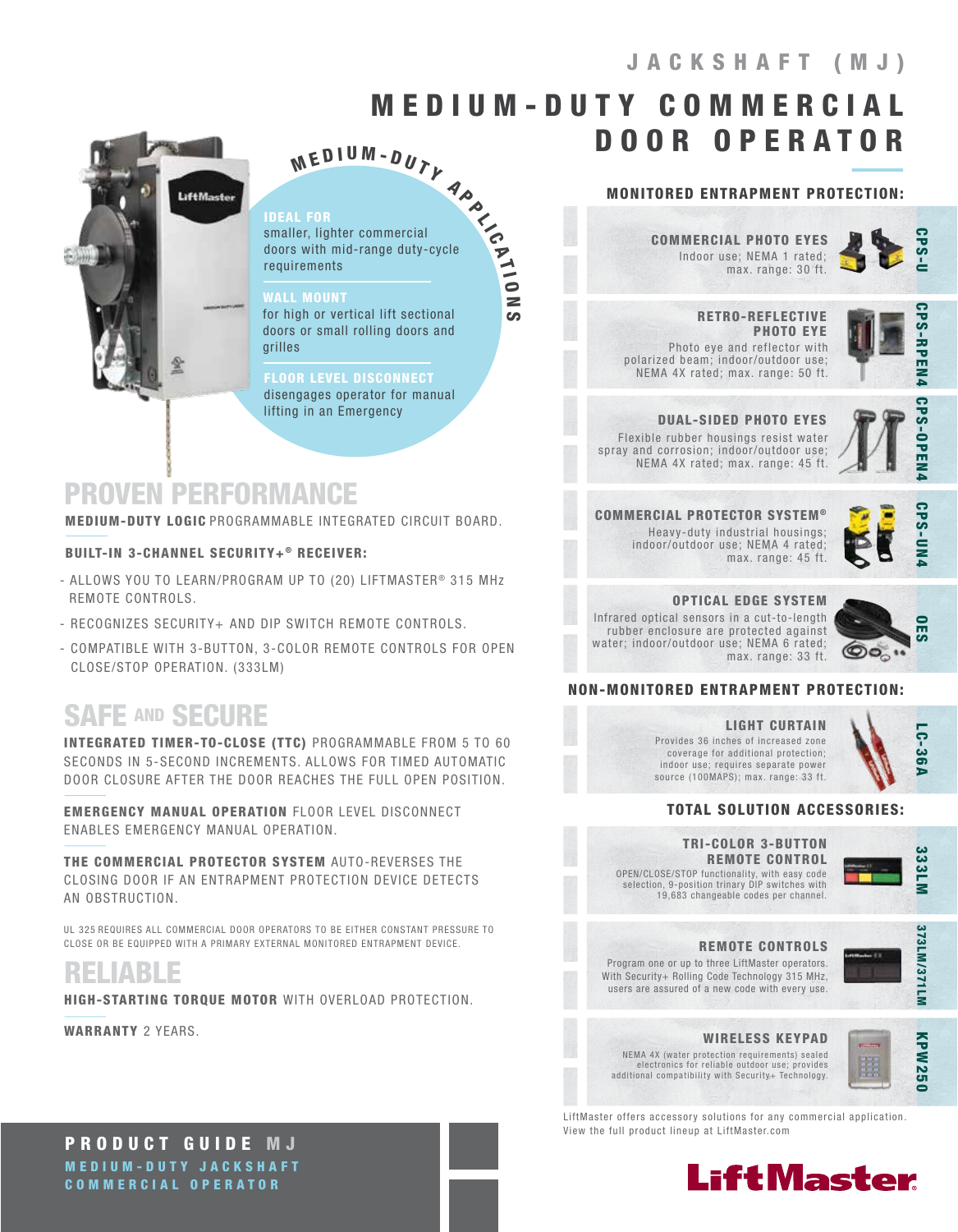# JACKSHAFT (MJ)

# MEDIUM-DUTY COMMERCIAL DOOR OPERATOR

## MEDIUM-DUTY APPLICATIONS

**IDEAL FOR**
smaller, lighter commercial doors with mid-range duty-cycle requirements

**WALL MOUNT**
for high or vertical lift sectional doors or small rolling doors and grilles

**FLOOR LEVEL DISCONNECT**
disengages operator for manual lifting in an Emergency

## PROVEN PERFORMANCE

**MEDIUM-DUTY LOGIC** PROGRAMMABLE INTEGRATED CIRCUIT BOARD.

**BUILT-IN 3-CHANNEL SECURITY+® RECEIVER:**

- ALLOWS YOU TO LEARN/PROGRAM UP TO (20) LIFTMASTER® 315 MHz REMOTE CONTROLS.
- RECOGNIZES SECURITY+ AND DIP SWITCH REMOTE CONTROLS.
- COMPATIBLE WITH 3-BUTTON, 3-COLOR REMOTE CONTROLS FOR OPEN CLOSE/STOP OPERATION. (333LM)

## SAFE AND SECURE

**INTEGRATED TIMER-TO-CLOSE (TTC)** PROGRAMMABLE FROM 5 TO 60 SECONDS IN 5-SECOND INCREMENTS. ALLOWS FOR TIMED AUTOMATIC DOOR CLOSURE AFTER THE DOOR REACHES THE FULL OPEN POSITION.

**EMERGENCY MANUAL OPERATION** FLOOR LEVEL DISCONNECT ENABLES EMERGENCY MANUAL OPERATION.

**THE COMMERCIAL PROTECTOR SYSTEM** AUTO-REVERSES THE CLOSING DOOR IF AN ENTRAPMENT PROTECTION DEVICE DETECTS AN OBSTRUCTION.

UL 325 REQUIRES ALL COMMERCIAL DOOR OPERATORS TO BE EITHER CONSTANT PRESSURE TO CLOSE OR BE EQUIPPED WITH A PRIMARY EXTERNAL MONITORED ENTRAPMENT DEVICE.

## RELIABLE

**HIGH-STARTING TORQUE MOTOR** WITH OVERLOAD PROTECTION.

**WARRANTY** 2 YEARS.

## MONITORED ENTRAPMENT PROTECTION:

**COMMERCIAL PHOTO EYES** — CPS-U
Indoor use; NEMA 1 rated; max. range: 30 ft.

**RETRO-REFLECTIVE PHOTO EYE** — CPS-RPEN4
Photo eye and reflector with polarized beam; indoor/outdoor use; NEMA 4X rated; max. range: 50 ft.

**DUAL-SIDED PHOTO EYES** — CPS-OPEN4
Flexible rubber housings resist water spray and corrosion; indoor/outdoor use; NEMA 4X rated; max. range: 45 ft.

**COMMERCIAL PROTECTOR SYSTEM®** — CPS-UN4
Heavy-duty industrial housings; indoor/outdoor use; NEMA 4 rated; max. range: 45 ft.

**OPTICAL EDGE SYSTEM** — OES
Infrared optical sensors in a cut-to-length rubber enclosure are protected against water; indoor/outdoor use; NEMA 6 rated; max. range: 33 ft.

## NON-MONITORED ENTRAPMENT PROTECTION:

**LIGHT CURTAIN** — LC-36A
Provides 36 inches of increased zone coverage for additional protection; indoor use; requires separate power source (100MAPS); max. range: 33 ft.

## TOTAL SOLUTION ACCESSORIES:

**TRI-COLOR 3-BUTTON REMOTE CONTROL** — 333LM
OPEN/CLOSE/STOP functionality, with easy code selection, 9-position trinary DIP switches with 19,683 changeable codes per channel.

**REMOTE CONTROLS** — 373LM/371LM
Program one or up to three LiftMaster operators. With Security+ Rolling Code Technology 315 MHz, users are assured of a new code with every use.

**WIRELESS KEYPAD** — KPW250
NEMA 4X (water protection requirements) sealed electronics for reliable outdoor use; provides additional compatibility with Security+ Technology.

LiftMaster offers accessory solutions for any commercial application. View the full product lineup at LiftMaster.com

**PRODUCT GUIDE MJ**
MEDIUM-DUTY JACKSHAFT COMMERCIAL OPERATOR

LiftMaster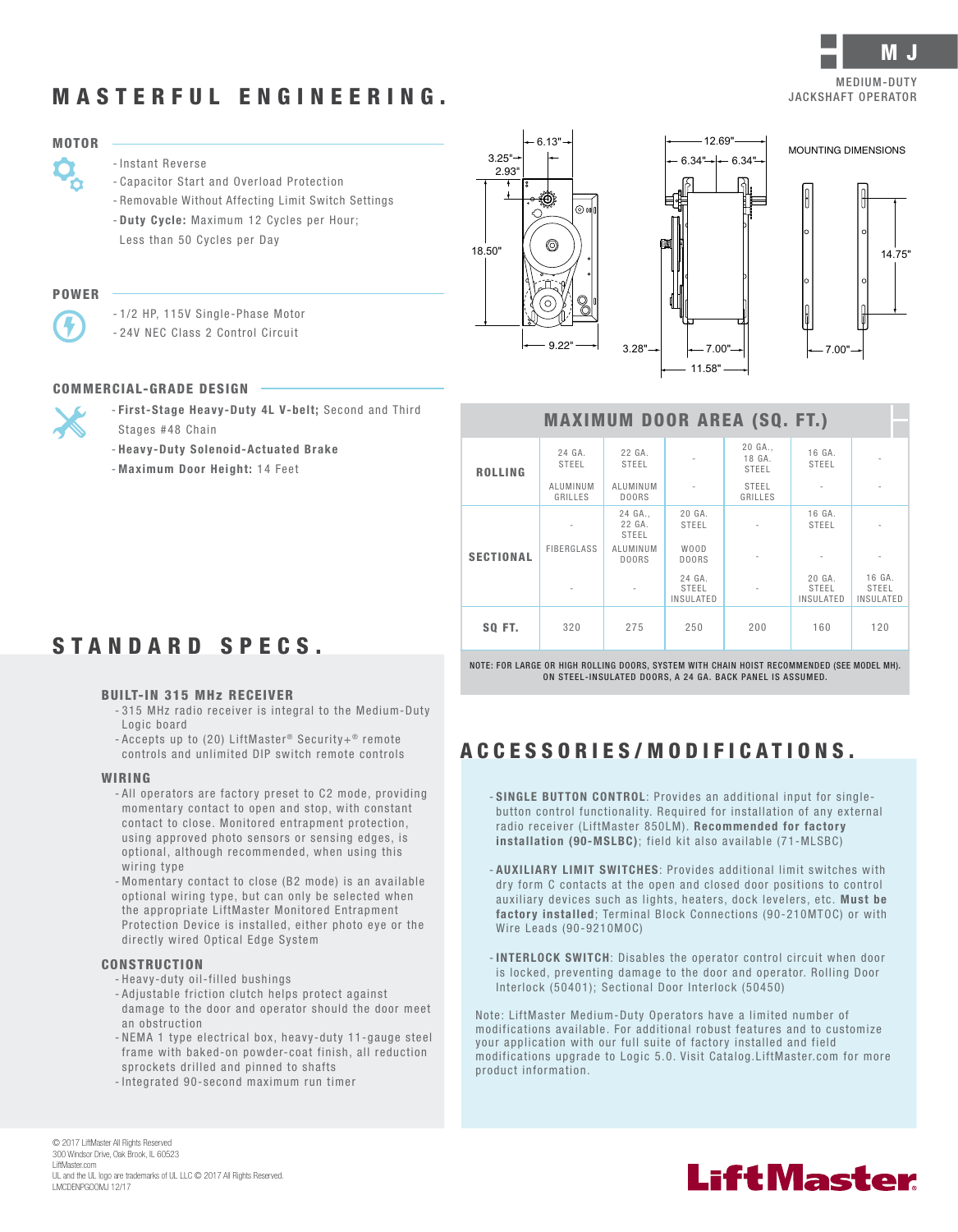M J

MEDIUM-DUTY JACKSHAFT OPERATOR

# MASTERFUL ENGINEERING.

## MOTOR

- Instant Reverse
- Capacitor Start and Overload Protection
- Removable Without Affecting Limit Switch Settings
- **Duty Cycle:** Maximum 12 Cycles per Hour; Less than 50 Cycles per Day

## POWER

- 1/2 HP, 115V Single-Phase Motor
- 24V NEC Class 2 Control Circuit

## COMMERCIAL-GRADE DESIGN

- **First-Stage Heavy-Duty 4L V-belt;** Second and Third Stages #48 Chain
- **Heavy-Duty Solenoid-Actuated Brake**
- **Maximum Door Height:** 14 Feet

6.13"
3.25"
2.93"
18.50"
9.22"
12.69"
6.34"
6.34"
3.28"
7.00"
11.58"
MOUNTING DIMENSIONS
14.75"
7.00"

## MAXIMUM DOOR AREA (SQ. FT.)

| | | | | | | |
|---|---|---|---|---|---|---|
| **ROLLING** | 24 GA. STEEL | 22 GA. STEEL | - | 20 GA., 18 GA. STEEL | 16 GA. STEEL | - |
| | ALUMINUM GRILLES | ALUMINUM DOORS | - | STEEL GRILLES | - | - |
| **SECTIONAL** | - | 24 GA., 22 GA. STEEL | 20 GA. STEEL | - | 16 GA. STEEL | - |
| | FIBERGLASS | ALUMINUM DOORS | WOOD DOORS | - | - | - |
| | - | - | 24 GA. STEEL INSULATED | - | 20 GA. STEEL INSULATED | 16 GA. STEEL INSULATED |
| **SQ FT.** | 320 | 275 | 250 | 200 | 160 | 120 |

NOTE: FOR LARGE OR HIGH ROLLING DOORS, SYSTEM WITH CHAIN HOIST RECOMMENDED (SEE MODEL MH). ON STEEL-INSULATED DOORS, A 24 GA. BACK PANEL IS ASSUMED.

# STANDARD SPECS.

### BUILT-IN 315 MHz RECEIVER

- 315 MHz radio receiver is integral to the Medium-Duty Logic board
- Accepts up to (20) LiftMaster® Security+® remote controls and unlimited DIP switch remote controls

### WIRING

- All operators are factory preset to C2 mode, providing momentary contact to open and stop, with constant contact to close. Monitored entrapment protection, using approved photo sensors or sensing edges, is optional, although recommended, when using this wiring type
- Momentary contact to close (B2 mode) is an available optional wiring type, but can only be selected when the appropriate LiftMaster Monitored Entrapment Protection Device is installed, either photo eye or the directly wired Optical Edge System

### CONSTRUCTION

- Heavy-duty oil-filled bushings
- Adjustable friction clutch helps protect against damage to the door and operator should the door meet an obstruction
- NEMA 1 type electrical box, heavy-duty 11-gauge steel frame with baked-on powder-coat finish, all reduction sprockets drilled and pinned to shafts
- Integrated 90-second maximum run timer

# ACCESSORIES/MODIFICATIONS.

- **SINGLE BUTTON CONTROL**: Provides an additional input for single-button control functionality. Required for installation of any external radio receiver (LiftMaster 850LM). **Recommended for factory installation (90-MSLBC)**; field kit also available (71-MLSBC)
- **AUXILIARY LIMIT SWITCHES**: Provides additional limit switches with dry form C contacts at the open and closed door positions to control auxiliary devices such as lights, heaters, dock levelers, etc. **Must be factory installed**; Terminal Block Connections (90-210MTOC) or with Wire Leads (90-9210MOC)
- **INTERLOCK SWITCH**: Disables the operator control circuit when door is locked, preventing damage to the door and operator. Rolling Door Interlock (50401); Sectional Door Interlock (50450)

Note: LiftMaster Medium-Duty Operators have a limited number of modifications available. For additional robust features and to customize your application with our full suite of factory installed and field modifications upgrade to Logic 5.0. Visit Catalog.LiftMaster.com for more product information.

© 2017 LiftMaster All Rights Reserved
300 Windsor Drive, Oak Brook, IL 60523
LiftMaster.com
UL and the UL logo are trademarks of UL LLC © 2017 All Rights Reserved.
LMCDENPGDOMJ 12/17

LiftMaster